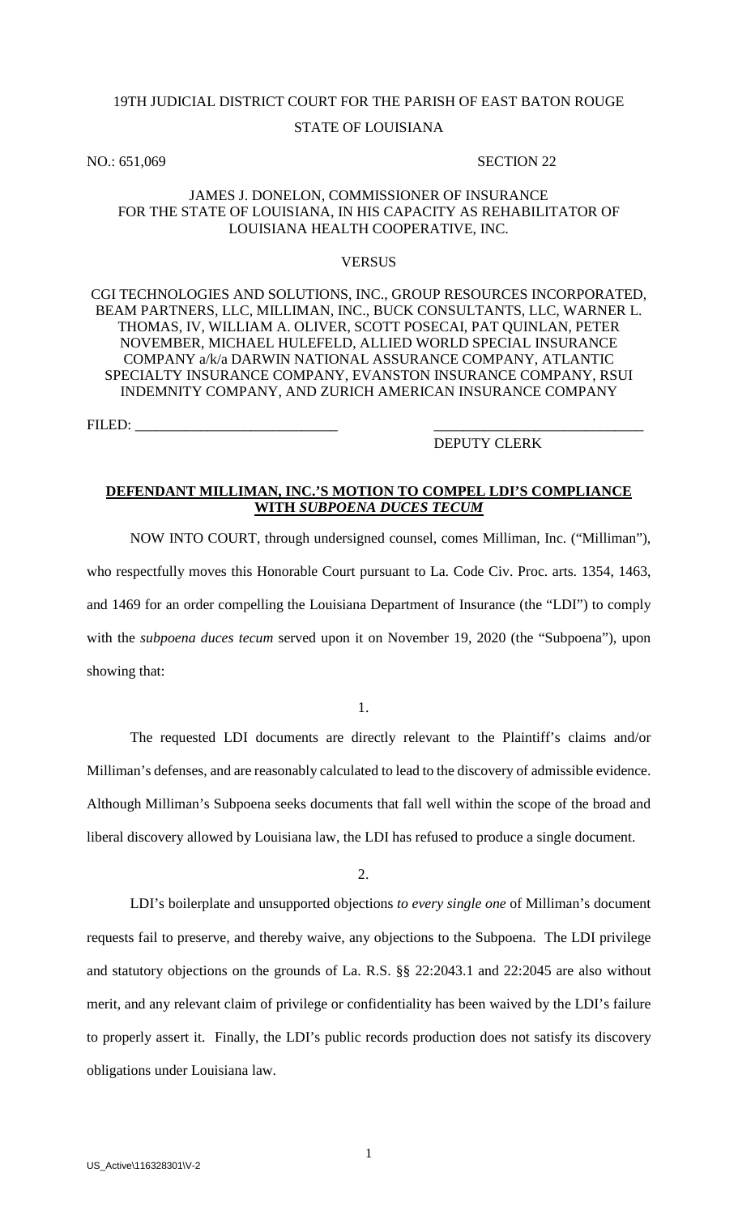19TH JUDICIAL DISTRICT COURT FOR THE PARISH OF EAST BATON ROUGE

STATE OF LOUISIANA

NO.: 651,069 SECTION 22

JAMES J. DONELON, COMMISSIONER OF INSURANCE FOR THE STATE OF LOUISIANA, IN HIS CAPACITY AS REHABILITATOR OF LOUISIANA HEALTH COOPERATIVE, INC.

VERSUS

CGI TECHNOLOGIES AND SOLUTIONS, INC., GROUP RESOURCES INCORPORATED, BEAM PARTNERS, LLC, MILLIMAN, INC., BUCK CONSULTANTS, LLC, WARNER L. THOMAS, IV, WILLIAM A. OLIVER, SCOTT POSECAI, PAT QUINLAN, PETER NOVEMBER, MICHAEL HULEFELD, ALLIED WORLD SPECIAL INSURANCE COMPANY a/k/a DARWIN NATIONAL ASSURANCE COMPANY, ATLANTIC SPECIALTY INSURANCE COMPANY, EVANSTON INSURANCE COMPANY, RSUI INDEMNITY COMPANY, AND ZURICH AMERICAN INSURANCE COMPANY

FILED: ____________________________ ____________________________

DEPUTY CLERK

**DEFENDANT MILLIMAN, INC.'S MOTION TO COMPEL LDI'S COMPLIANCE WITH *SUBPOENA DUCES TECUM***

NOW INTO COURT, through undersigned counsel, comes Milliman, Inc. ("Milliman"), who respectfully moves this Honorable Court pursuant to La. Code Civ. Proc. arts. 1354, 1463, and 1469 for an order compelling the Louisiana Department of Insurance (the "LDI") to comply with the *subpoena duces tecum* served upon it on November 19, 2020 (the "Subpoena"), upon showing that:

1.

The requested LDI documents are directly relevant to the Plaintiff's claims and/or Milliman's defenses, and are reasonably calculated to lead to the discovery of admissible evidence. Although Milliman's Subpoena seeks documents that fall well within the scope of the broad and liberal discovery allowed by Louisiana law, the LDI has refused to produce a single document.

2.

LDI's boilerplate and unsupported objections *to every single one* of Milliman's document requests fail to preserve, and thereby waive, any objections to the Subpoena. The LDI privilege and statutory objections on the grounds of La. R.S. §§ 22:2043.1 and 22:2045 are also without merit, and any relevant claim of privilege or confidentiality has been waived by the LDI's failure to properly assert it. Finally, the LDI's public records production does not satisfy its discovery obligations under Louisiana law.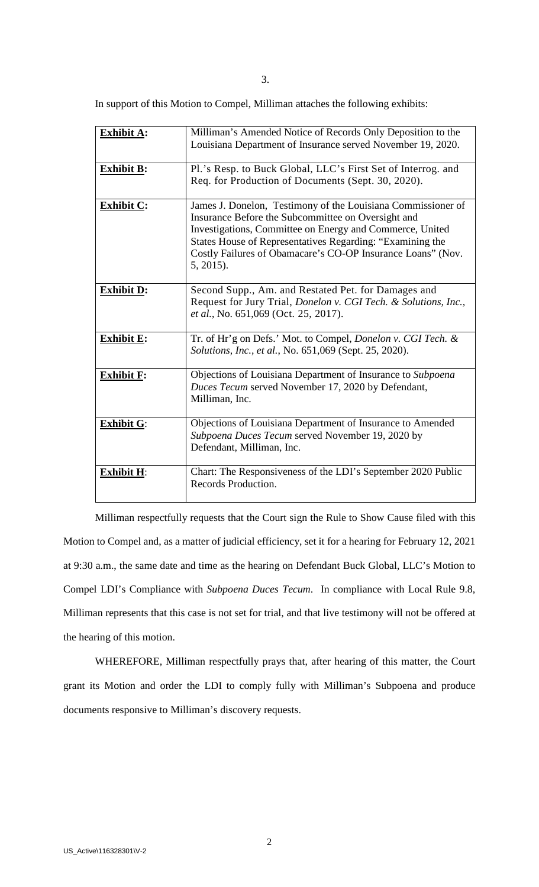3.

In support of this Motion to Compel, Milliman attaches the following exhibits:

| | |
|---|---|
| **Exhibit A:** | Milliman's Amended Notice of Records Only Deposition to the Louisiana Department of Insurance served November 19, 2020. |
| **Exhibit B:** | Pl.'s Resp. to Buck Global, LLC's First Set of Interrog. and Req. for Production of Documents (Sept. 30, 2020). |
| **Exhibit C:** | James J. Donelon, Testimony of the Louisiana Commissioner of Insurance Before the Subcommittee on Oversight and Investigations, Committee on Energy and Commerce, United States House of Representatives Regarding: "Examining the Costly Failures of Obamacare's CO-OP Insurance Loans" (Nov. 5, 2015). |
| **Exhibit D:** | Second Supp., Am. and Restated Pet. for Damages and Request for Jury Trial, *Donelon v. CGI Tech. & Solutions, Inc., et al.*, No. 651,069 (Oct. 25, 2017). |
| **Exhibit E:** | Tr. of Hr'g on Defs.' Mot. to Compel, *Donelon v. CGI Tech. & Solutions, Inc., et al.*, No. 651,069 (Sept. 25, 2020). |
| **Exhibit F:** | Objections of Louisiana Department of Insurance to *Subpoena Duces Tecum* served November 17, 2020 by Defendant, Milliman, Inc. |
| **Exhibit G:** | Objections of Louisiana Department of Insurance to Amended *Subpoena Duces Tecum* served November 19, 2020 by Defendant, Milliman, Inc. |
| **Exhibit H:** | Chart: The Responsiveness of the LDI's September 2020 Public Records Production. |

Milliman respectfully requests that the Court sign the Rule to Show Cause filed with this Motion to Compel and, as a matter of judicial efficiency, set it for a hearing for February 12, 2021 at 9:30 a.m., the same date and time as the hearing on Defendant Buck Global, LLC's Motion to Compel LDI's Compliance with *Subpoena Duces Tecum*. In compliance with Local Rule 9.8, Milliman represents that this case is not set for trial, and that live testimony will not be offered at the hearing of this motion.

WHEREFORE, Milliman respectfully prays that, after hearing of this matter, the Court grant its Motion and order the LDI to comply fully with Milliman's Subpoena and produce documents responsive to Milliman's discovery requests.

US_Active\116328301\V-2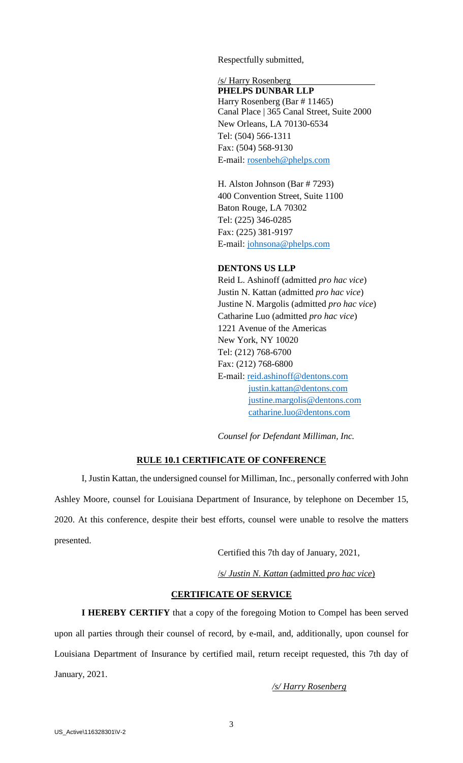Respectfully submitted,

/s/ Harry Rosenberg

**PHELPS DUNBAR LLP**
Harry Rosenberg (Bar # 11465)
Canal Place | 365 Canal Street, Suite 2000
New Orleans, LA 70130-6534
Tel: (504) 566-1311
Fax: (504) 568-9130
E-mail: rosenbeh@phelps.com

H. Alston Johnson (Bar # 7293)
400 Convention Street, Suite 1100
Baton Rouge, LA 70302
Tel: (225) 346-0285
Fax: (225) 381-9197
E-mail: johnsona@phelps.com

**DENTONS US LLP**
Reid L. Ashinoff (admitted *pro hac vice*)
Justin N. Kattan (admitted *pro hac vice*)
Justine N. Margolis (admitted *pro hac vice*)
Catharine Luo (admitted *pro hac vice*)
1221 Avenue of the Americas
New York, NY 10020
Tel: (212) 768-6700
Fax: (212) 768-6800
E-mail: reid.ashinoff@dentons.com
justin.kattan@dentons.com
justine.margolis@dentons.com
catharine.luo@dentons.com

*Counsel for Defendant Milliman, Inc.*

**RULE 10.1 CERTIFICATE OF CONFERENCE**

I, Justin Kattan, the undersigned counsel for Milliman, Inc., personally conferred with John Ashley Moore, counsel for Louisiana Department of Insurance, by telephone on December 15, 2020. At this conference, despite their best efforts, counsel were unable to resolve the matters presented.

Certified this 7th day of January, 2021,

/s/ *Justin N. Kattan* (admitted *pro hac vice*)

**CERTIFICATE OF SERVICE**

**I HEREBY CERTIFY** that a copy of the foregoing Motion to Compel has been served upon all parties through their counsel of record, by e-mail, and, additionally, upon counsel for Louisiana Department of Insurance by certified mail, return receipt requested, this 7th day of January, 2021.

*/s/ Harry Rosenberg*

US_Active\116328301\V-2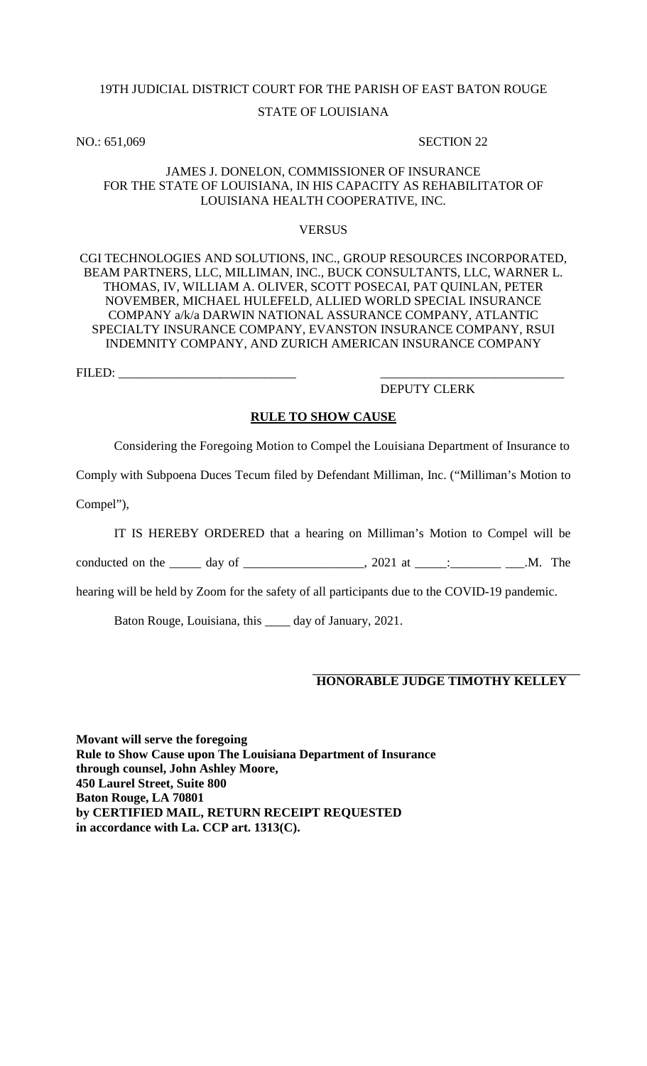19TH JUDICIAL DISTRICT COURT FOR THE PARISH OF EAST BATON ROUGE

STATE OF LOUISIANA

NO.: 651,069 SECTION 22

JAMES J. DONELON, COMMISSIONER OF INSURANCE FOR THE STATE OF LOUISIANA, IN HIS CAPACITY AS REHABILITATOR OF LOUISIANA HEALTH COOPERATIVE, INC.

VERSUS

CGI TECHNOLOGIES AND SOLUTIONS, INC., GROUP RESOURCES INCORPORATED, BEAM PARTNERS, LLC, MILLIMAN, INC., BUCK CONSULTANTS, LLC, WARNER L. THOMAS, IV, WILLIAM A. OLIVER, SCOTT POSECAI, PAT QUINLAN, PETER NOVEMBER, MICHAEL HULEFELD, ALLIED WORLD SPECIAL INSURANCE COMPANY a/k/a DARWIN NATIONAL ASSURANCE COMPANY, ATLANTIC SPECIALTY INSURANCE COMPANY, EVANSTON INSURANCE COMPANY, RSUI INDEMNITY COMPANY, AND ZURICH AMERICAN INSURANCE COMPANY

FILED: ____________________________ ____________________________

DEPUTY CLERK

## RULE TO SHOW CAUSE

Considering the Foregoing Motion to Compel the Louisiana Department of Insurance to Comply with Subpoena Duces Tecum filed by Defendant Milliman, Inc. ("Milliman's Motion to Compel"),

IT IS HEREBY ORDERED that a hearing on Milliman's Motion to Compel will be conducted on the _____ day of __________________, 2021 at _____:________ ___.M. The hearing will be held by Zoom for the safety of all participants due to the COVID-19 pandemic.

Baton Rouge, Louisiana, this ____ day of January, 2021.

____________________________

**HONORABLE JUDGE TIMOTHY KELLEY**

**Movant will serve the foregoing**
**Rule to Show Cause upon The Louisiana Department of Insurance**
**through counsel, John Ashley Moore,**
**450 Laurel Street, Suite 800**
**Baton Rouge, LA 70801**
**by CERTIFIED MAIL, RETURN RECEIPT REQUESTED**
**in accordance with La. CCP art. 1313(C).**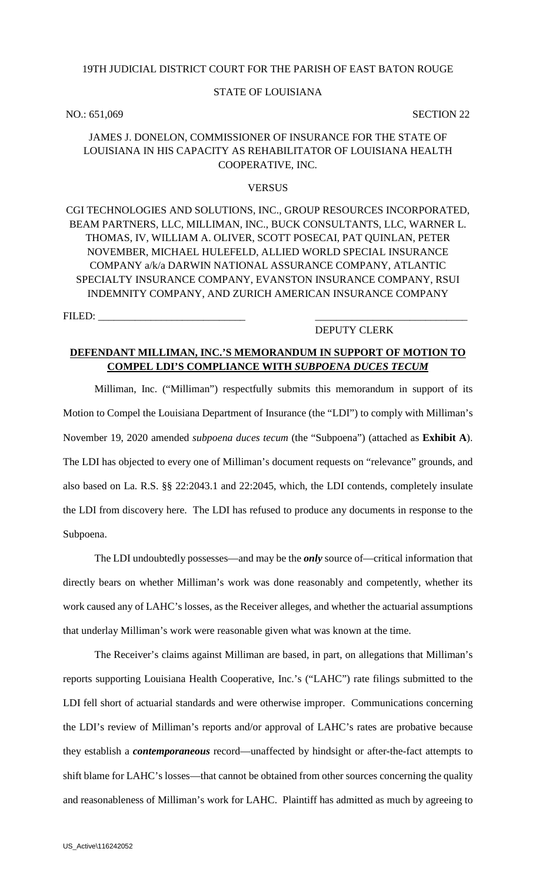19TH JUDICIAL DISTRICT COURT FOR THE PARISH OF EAST BATON ROUGE

STATE OF LOUISIANA

NO.: 651,069 SECTION 22

JAMES J. DONELON, COMMISSIONER OF INSURANCE FOR THE STATE OF LOUISIANA IN HIS CAPACITY AS REHABILITATOR OF LOUISIANA HEALTH COOPERATIVE, INC.

VERSUS

CGI TECHNOLOGIES AND SOLUTIONS, INC., GROUP RESOURCES INCORPORATED, BEAM PARTNERS, LLC, MILLIMAN, INC., BUCK CONSULTANTS, LLC, WARNER L. THOMAS, IV, WILLIAM A. OLIVER, SCOTT POSECAI, PAT QUINLAN, PETER NOVEMBER, MICHAEL HULEFELD, ALLIED WORLD SPECIAL INSURANCE COMPANY a/k/a DARWIN NATIONAL ASSURANCE COMPANY, ATLANTIC SPECIALTY INSURANCE COMPANY, EVANSTON INSURANCE COMPANY, RSUI INDEMNITY COMPANY, AND ZURICH AMERICAN INSURANCE COMPANY

FILED: ____________________________ ____________________________

DEPUTY CLERK

## DEFENDANT MILLIMAN, INC.'S MEMORANDUM IN SUPPORT OF MOTION TO COMPEL LDI'S COMPLIANCE WITH *SUBPOENA DUCES TECUM*

Milliman, Inc. ("Milliman") respectfully submits this memorandum in support of its Motion to Compel the Louisiana Department of Insurance (the "LDI") to comply with Milliman's November 19, 2020 amended *subpoena duces tecum* (the "Subpoena") (attached as **Exhibit A**). The LDI has objected to every one of Milliman's document requests on "relevance" grounds, and also based on La. R.S. §§ 22:2043.1 and 22:2045, which, the LDI contends, completely insulate the LDI from discovery here. The LDI has refused to produce any documents in response to the Subpoena.

The LDI undoubtedly possesses—and may be the ***only*** source of—critical information that directly bears on whether Milliman's work was done reasonably and competently, whether its work caused any of LAHC's losses, as the Receiver alleges, and whether the actuarial assumptions that underlay Milliman's work were reasonable given what was known at the time.

The Receiver's claims against Milliman are based, in part, on allegations that Milliman's reports supporting Louisiana Health Cooperative, Inc.'s ("LAHC") rate filings submitted to the LDI fell short of actuarial standards and were otherwise improper. Communications concerning the LDI's review of Milliman's reports and/or approval of LAHC's rates are probative because they establish a ***contemporaneous*** record—unaffected by hindsight or after-the-fact attempts to shift blame for LAHC's losses—that cannot be obtained from other sources concerning the quality and reasonableness of Milliman's work for LAHC. Plaintiff has admitted as much by agreeing to

US_Active\116242052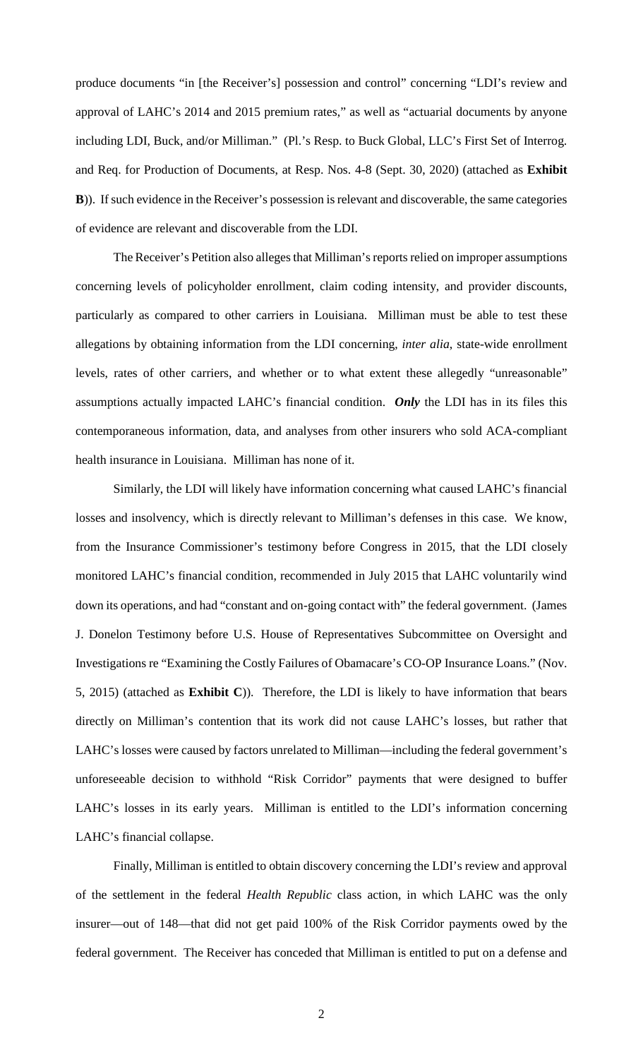produce documents "in [the Receiver's] possession and control" concerning "LDI's review and approval of LAHC's 2014 and 2015 premium rates," as well as "actuarial documents by anyone including LDI, Buck, and/or Milliman." (Pl.'s Resp. to Buck Global, LLC's First Set of Interrog. and Req. for Production of Documents, at Resp. Nos. 4-8 (Sept. 30, 2020) (attached as **Exhibit B**)). If such evidence in the Receiver's possession is relevant and discoverable, the same categories of evidence are relevant and discoverable from the LDI.

The Receiver's Petition also alleges that Milliman's reports relied on improper assumptions concerning levels of policyholder enrollment, claim coding intensity, and provider discounts, particularly as compared to other carriers in Louisiana. Milliman must be able to test these allegations by obtaining information from the LDI concerning, *inter alia*, state-wide enrollment levels, rates of other carriers, and whether or to what extent these allegedly "unreasonable" assumptions actually impacted LAHC's financial condition. ***Only*** the LDI has in its files this contemporaneous information, data, and analyses from other insurers who sold ACA-compliant health insurance in Louisiana. Milliman has none of it.

Similarly, the LDI will likely have information concerning what caused LAHC's financial losses and insolvency, which is directly relevant to Milliman's defenses in this case. We know, from the Insurance Commissioner's testimony before Congress in 2015, that the LDI closely monitored LAHC's financial condition, recommended in July 2015 that LAHC voluntarily wind down its operations, and had "constant and on-going contact with" the federal government. (James J. Donelon Testimony before U.S. House of Representatives Subcommittee on Oversight and Investigations re "Examining the Costly Failures of Obamacare's CO-OP Insurance Loans." (Nov. 5, 2015) (attached as **Exhibit C**)). Therefore, the LDI is likely to have information that bears directly on Milliman's contention that its work did not cause LAHC's losses, but rather that LAHC's losses were caused by factors unrelated to Milliman—including the federal government's unforeseeable decision to withhold "Risk Corridor" payments that were designed to buffer LAHC's losses in its early years. Milliman is entitled to the LDI's information concerning LAHC's financial collapse.

Finally, Milliman is entitled to obtain discovery concerning the LDI's review and approval of the settlement in the federal *Health Republic* class action, in which LAHC was the only insurer—out of 148—that did not get paid 100% of the Risk Corridor payments owed by the federal government. The Receiver has conceded that Milliman is entitled to put on a defense and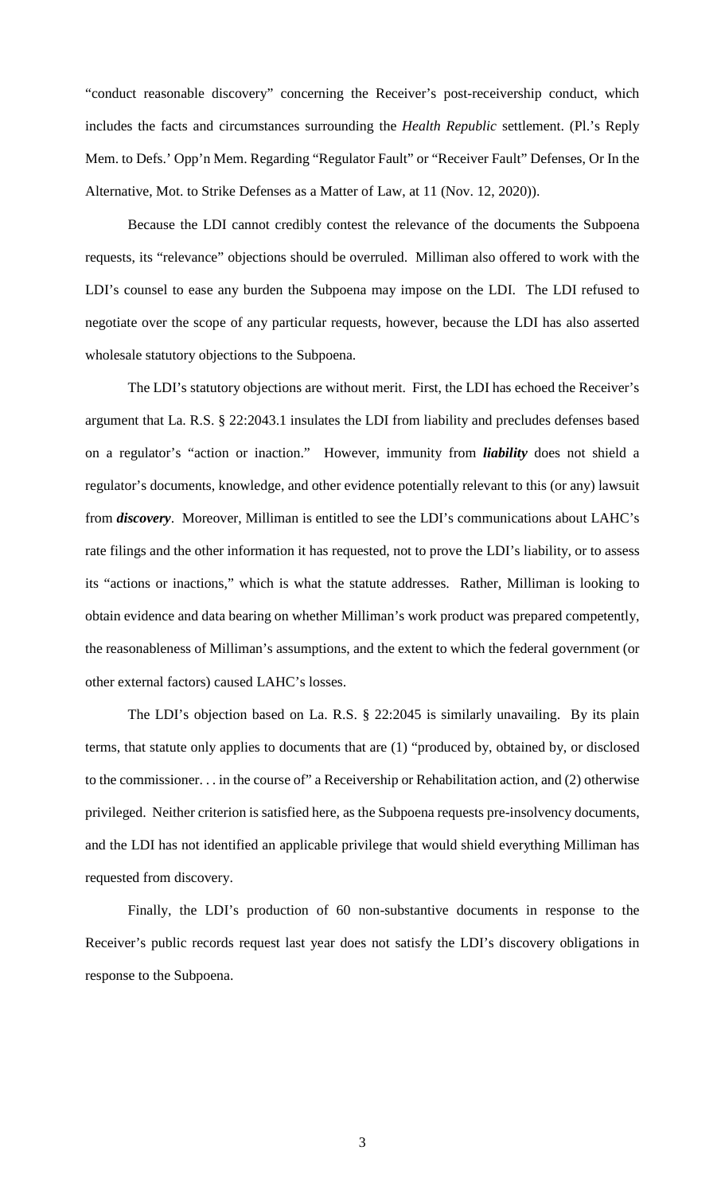"conduct reasonable discovery" concerning the Receiver's post-receivership conduct, which includes the facts and circumstances surrounding the *Health Republic* settlement. (Pl.'s Reply Mem. to Defs.' Opp'n Mem. Regarding "Regulator Fault" or "Receiver Fault" Defenses, Or In the Alternative, Mot. to Strike Defenses as a Matter of Law, at 11 (Nov. 12, 2020)).

Because the LDI cannot credibly contest the relevance of the documents the Subpoena requests, its "relevance" objections should be overruled. Milliman also offered to work with the LDI's counsel to ease any burden the Subpoena may impose on the LDI. The LDI refused to negotiate over the scope of any particular requests, however, because the LDI has also asserted wholesale statutory objections to the Subpoena.

The LDI's statutory objections are without merit. First, the LDI has echoed the Receiver's argument that La. R.S. § 22:2043.1 insulates the LDI from liability and precludes defenses based on a regulator's "action or inaction." However, immunity from ***liability*** does not shield a regulator's documents, knowledge, and other evidence potentially relevant to this (or any) lawsuit from ***discovery***. Moreover, Milliman is entitled to see the LDI's communications about LAHC's rate filings and the other information it has requested, not to prove the LDI's liability, or to assess its "actions or inactions," which is what the statute addresses. Rather, Milliman is looking to obtain evidence and data bearing on whether Milliman's work product was prepared competently, the reasonableness of Milliman's assumptions, and the extent to which the federal government (or other external factors) caused LAHC's losses.

The LDI's objection based on La. R.S. § 22:2045 is similarly unavailing. By its plain terms, that statute only applies to documents that are (1) "produced by, obtained by, or disclosed to the commissioner. . . in the course of" a Receivership or Rehabilitation action, and (2) otherwise privileged. Neither criterion is satisfied here, as the Subpoena requests pre-insolvency documents, and the LDI has not identified an applicable privilege that would shield everything Milliman has requested from discovery.

Finally, the LDI's production of 60 non-substantive documents in response to the Receiver's public records request last year does not satisfy the LDI's discovery obligations in response to the Subpoena.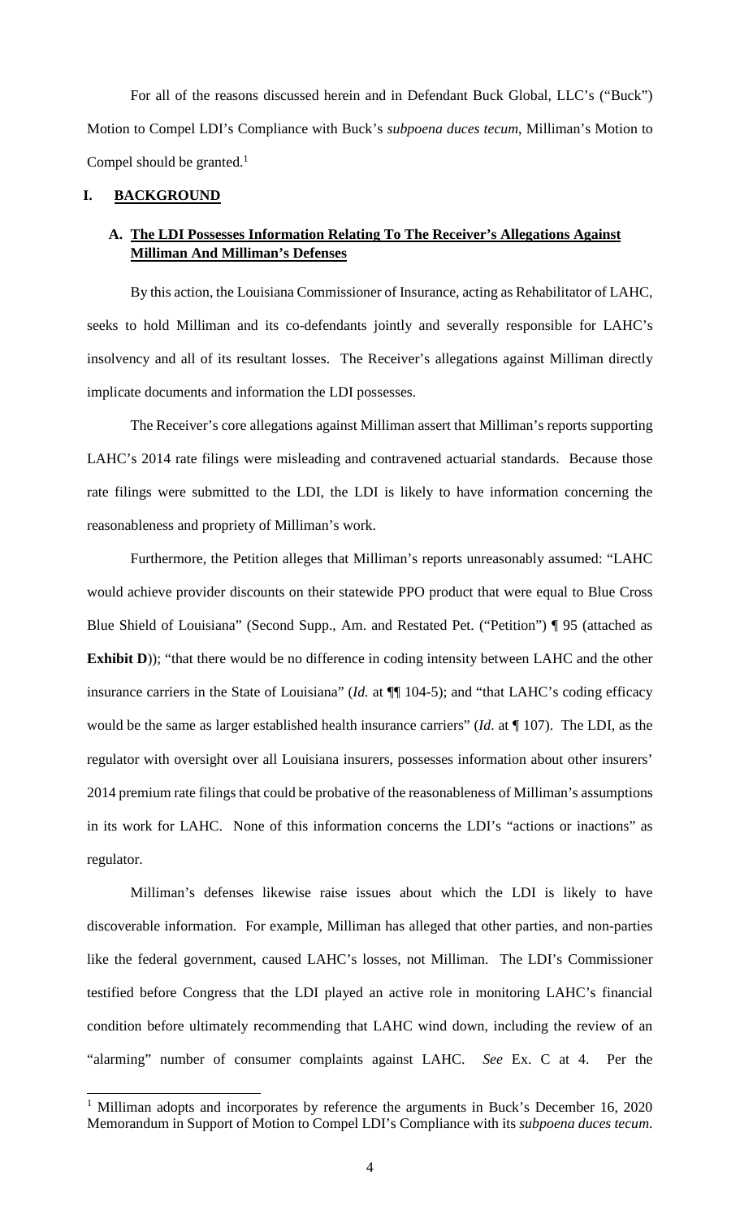For all of the reasons discussed herein and in Defendant Buck Global, LLC's ("Buck") Motion to Compel LDI's Compliance with Buck's *subpoena duces tecum*, Milliman's Motion to Compel should be granted.[1]

## I. BACKGROUND

### A. The LDI Possesses Information Relating To The Receiver's Allegations Against Milliman And Milliman's Defenses

By this action, the Louisiana Commissioner of Insurance, acting as Rehabilitator of LAHC, seeks to hold Milliman and its co-defendants jointly and severally responsible for LAHC's insolvency and all of its resultant losses. The Receiver's allegations against Milliman directly implicate documents and information the LDI possesses.

The Receiver's core allegations against Milliman assert that Milliman's reports supporting LAHC's 2014 rate filings were misleading and contravened actuarial standards. Because those rate filings were submitted to the LDI, the LDI is likely to have information concerning the reasonableness and propriety of Milliman's work.

Furthermore, the Petition alleges that Milliman's reports unreasonably assumed: "LAHC would achieve provider discounts on their statewide PPO product that were equal to Blue Cross Blue Shield of Louisiana" (Second Supp., Am. and Restated Pet. ("Petition") ¶ 95 (attached as **Exhibit D**)); "that there would be no difference in coding intensity between LAHC and the other insurance carriers in the State of Louisiana" (*Id.* at ¶¶ 104-5); and "that LAHC's coding efficacy would be the same as larger established health insurance carriers" (*Id*. at ¶ 107). The LDI, as the regulator with oversight over all Louisiana insurers, possesses information about other insurers' 2014 premium rate filings that could be probative of the reasonableness of Milliman's assumptions in its work for LAHC. None of this information concerns the LDI's "actions or inactions" as regulator.

Milliman's defenses likewise raise issues about which the LDI is likely to have discoverable information. For example, Milliman has alleged that other parties, and non-parties like the federal government, caused LAHC's losses, not Milliman. The LDI's Commissioner testified before Congress that the LDI played an active role in monitoring LAHC's financial condition before ultimately recommending that LAHC wind down, including the review of an "alarming" number of consumer complaints against LAHC. *See* Ex. C at 4. Per the

---

[1] Milliman adopts and incorporates by reference the arguments in Buck's December 16, 2020 Memorandum in Support of Motion to Compel LDI's Compliance with its *subpoena duces tecum*.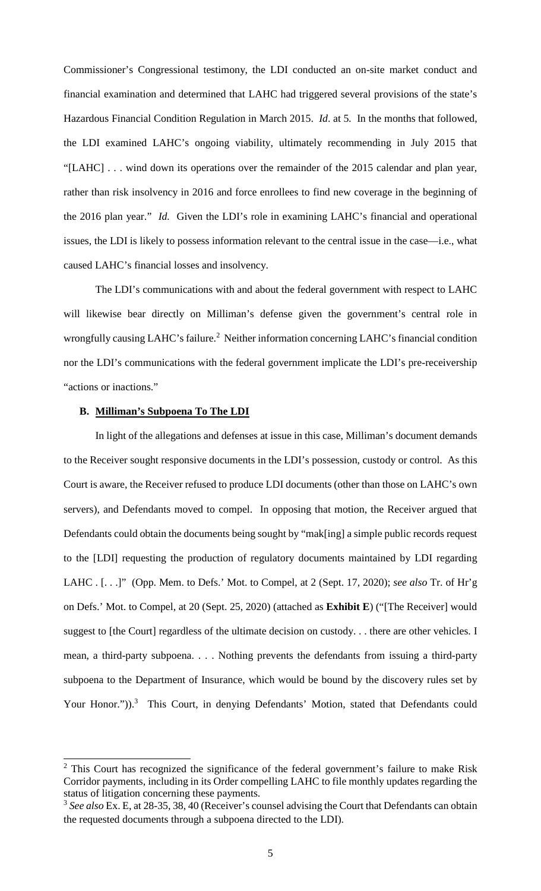Commissioner's Congressional testimony, the LDI conducted an on-site market conduct and financial examination and determined that LAHC had triggered several provisions of the state's Hazardous Financial Condition Regulation in March 2015. *Id*. at 5. In the months that followed, the LDI examined LAHC's ongoing viability, ultimately recommending in July 2015 that "[LAHC] . . . wind down its operations over the remainder of the 2015 calendar and plan year, rather than risk insolvency in 2016 and force enrollees to find new coverage in the beginning of the 2016 plan year." *Id.* Given the LDI's role in examining LAHC's financial and operational issues, the LDI is likely to possess information relevant to the central issue in the case—i.e., what caused LAHC's financial losses and insolvency.

The LDI's communications with and about the federal government with respect to LAHC will likewise bear directly on Milliman's defense given the government's central role in wrongfully causing LAHC's failure.[2] Neither information concerning LAHC's financial condition nor the LDI's communications with the federal government implicate the LDI's pre-receivership "actions or inactions."

**B. Milliman's Subpoena To The LDI**

In light of the allegations and defenses at issue in this case, Milliman's document demands to the Receiver sought responsive documents in the LDI's possession, custody or control. As this Court is aware, the Receiver refused to produce LDI documents (other than those on LAHC's own servers), and Defendants moved to compel. In opposing that motion, the Receiver argued that Defendants could obtain the documents being sought by "mak[ing] a simple public records request to the [LDI] requesting the production of regulatory documents maintained by LDI regarding LAHC . [. . .]" (Opp. Mem. to Defs.' Mot. to Compel, at 2 (Sept. 17, 2020); *see also* Tr. of Hr'g on Defs.' Mot. to Compel, at 20 (Sept. 25, 2020) (attached as **Exhibit E**) ("[The Receiver] would suggest to [the Court] regardless of the ultimate decision on custody. . . there are other vehicles. I mean, a third-party subpoena. . . . Nothing prevents the defendants from issuing a third-party subpoena to the Department of Insurance, which would be bound by the discovery rules set by Your Honor.")).[3] This Court, in denying Defendants' Motion, stated that Defendants could

[2] This Court has recognized the significance of the federal government's failure to make Risk Corridor payments, including in its Order compelling LAHC to file monthly updates regarding the status of litigation concerning these payments.

[3] *See also* Ex. E, at 28-35, 38, 40 (Receiver's counsel advising the Court that Defendants can obtain the requested documents through a subpoena directed to the LDI).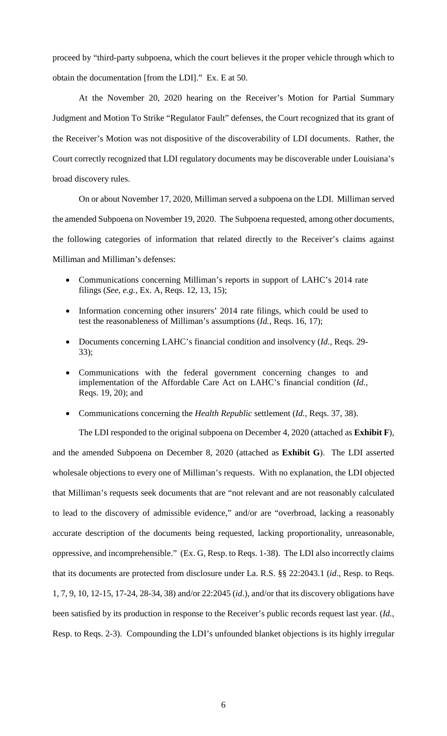proceed by "third-party subpoena, which the court believes it the proper vehicle through which to obtain the documentation [from the LDI]." Ex. E at 50.

At the November 20, 2020 hearing on the Receiver's Motion for Partial Summary Judgment and Motion To Strike "Regulator Fault" defenses, the Court recognized that its grant of the Receiver's Motion was not dispositive of the discoverability of LDI documents. Rather, the Court correctly recognized that LDI regulatory documents may be discoverable under Louisiana's broad discovery rules.

On or about November 17, 2020, Milliman served a subpoena on the LDI. Milliman served the amended Subpoena on November 19, 2020. The Subpoena requested, among other documents, the following categories of information that related directly to the Receiver's claims against Milliman and Milliman's defenses:

- Communications concerning Milliman's reports in support of LAHC's 2014 rate filings (*See, e.g.*, Ex. A, Reqs. 12, 13, 15);
- Information concerning other insurers' 2014 rate filings, which could be used to test the reasonableness of Milliman's assumptions (*Id.*, Reqs. 16, 17);
- Documents concerning LAHC's financial condition and insolvency (*Id.*, Reqs. 29-33);
- Communications with the federal government concerning changes to and implementation of the Affordable Care Act on LAHC's financial condition (*Id.*, Reqs. 19, 20); and
- Communications concerning the *Health Republic* settlement (*Id.*, Reqs. 37, 38).

The LDI responded to the original subpoena on December 4, 2020 (attached as **Exhibit F**), and the amended Subpoena on December 8, 2020 (attached as **Exhibit G**). The LDI asserted wholesale objections to every one of Milliman's requests. With no explanation, the LDI objected that Milliman's requests seek documents that are "not relevant and are not reasonably calculated to lead to the discovery of admissible evidence," and/or are "overbroad, lacking a reasonably accurate description of the documents being requested, lacking proportionality, unreasonable, oppressive, and incomprehensible." (Ex. G, Resp. to Reqs. 1-38). The LDI also incorrectly claims that its documents are protected from disclosure under La. R.S. §§ 22:2043.1 (*id*., Resp. to Reqs. 1, 7, 9, 10, 12-15, 17-24, 28-34, 38) and/or 22:2045 (*id*.), and/or that its discovery obligations have been satisfied by its production in response to the Receiver's public records request last year. (*Id.*, Resp. to Reqs. 2-3). Compounding the LDI's unfounded blanket objections is its highly irregular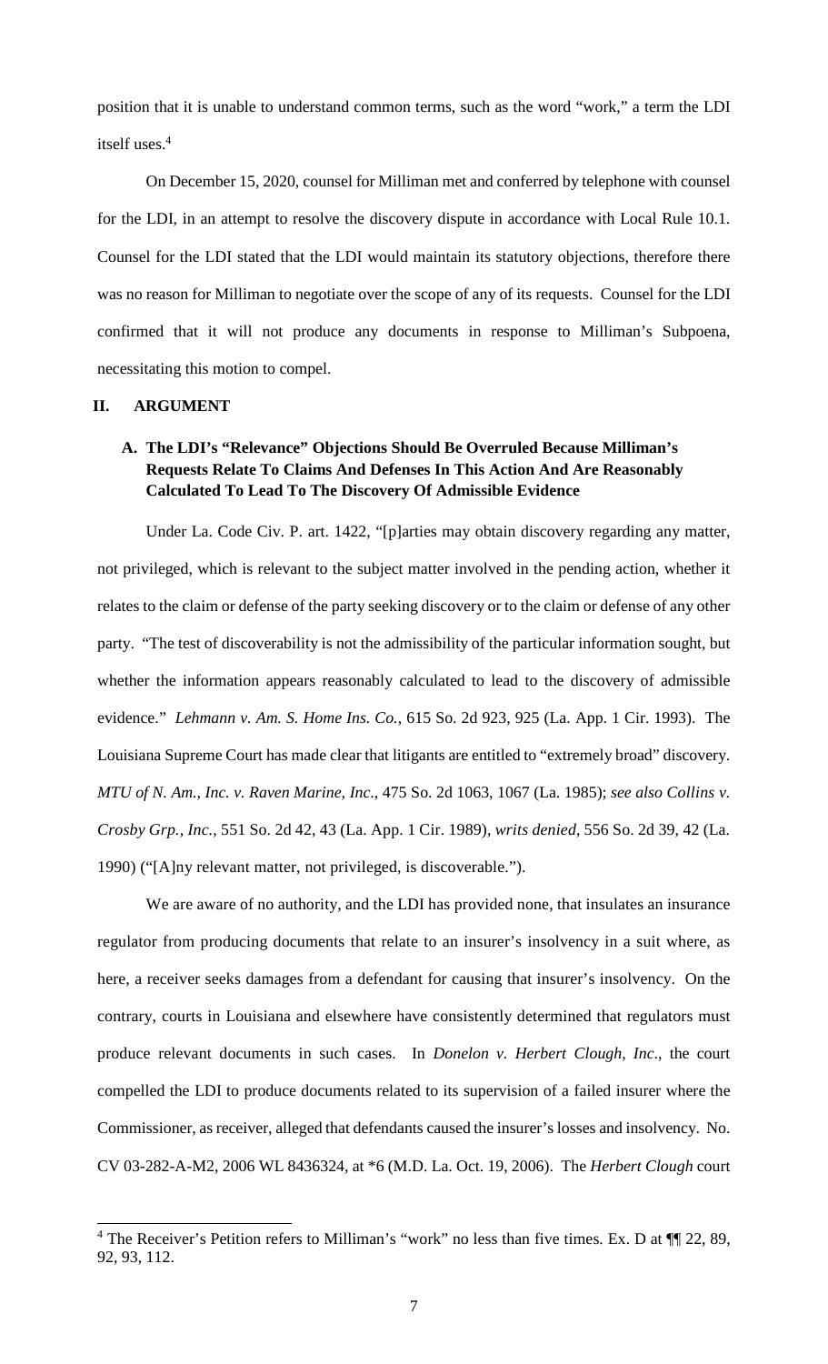position that it is unable to understand common terms, such as the word "work," a term the LDI itself uses.[4]

On December 15, 2020, counsel for Milliman met and conferred by telephone with counsel for the LDI, in an attempt to resolve the discovery dispute in accordance with Local Rule 10.1. Counsel for the LDI stated that the LDI would maintain its statutory objections, therefore there was no reason for Milliman to negotiate over the scope of any of its requests. Counsel for the LDI confirmed that it will not produce any documents in response to Milliman's Subpoena, necessitating this motion to compel.

## II. ARGUMENT

### A. The LDI's "Relevance" Objections Should Be Overruled Because Milliman's Requests Relate To Claims And Defenses In This Action And Are Reasonably Calculated To Lead To The Discovery Of Admissible Evidence

Under La. Code Civ. P. art. 1422, "[p]arties may obtain discovery regarding any matter, not privileged, which is relevant to the subject matter involved in the pending action, whether it relates to the claim or defense of the party seeking discovery or to the claim or defense of any other party. "The test of discoverability is not the admissibility of the particular information sought, but whether the information appears reasonably calculated to lead to the discovery of admissible evidence." *Lehmann v. Am. S. Home Ins. Co.*, 615 So. 2d 923, 925 (La. App. 1 Cir. 1993). The Louisiana Supreme Court has made clear that litigants are entitled to "extremely broad" discovery. *MTU of N. Am., Inc. v. Raven Marine, Inc*., 475 So. 2d 1063, 1067 (La. 1985); *see also Collins v. Crosby Grp., Inc.*, 551 So. 2d 42, 43 (La. App. 1 Cir. 1989), *writs denied*, 556 So. 2d 39, 42 (La. 1990) ("[A]ny relevant matter, not privileged, is discoverable.").

We are aware of no authority, and the LDI has provided none, that insulates an insurance regulator from producing documents that relate to an insurer's insolvency in a suit where, as here, a receiver seeks damages from a defendant for causing that insurer's insolvency. On the contrary, courts in Louisiana and elsewhere have consistently determined that regulators must produce relevant documents in such cases. In *Donelon v. Herbert Clough, Inc*., the court compelled the LDI to produce documents related to its supervision of a failed insurer where the Commissioner, as receiver, alleged that defendants caused the insurer's losses and insolvency. No. CV 03-282-A-M2, 2006 WL 8436324, at *6 (M.D. La. Oct. 19, 2006). The *Herbert Clough* court

[4] The Receiver's Petition refers to Milliman's "work" no less than five times. Ex. D at ¶¶ 22, 89, 92, 93, 112.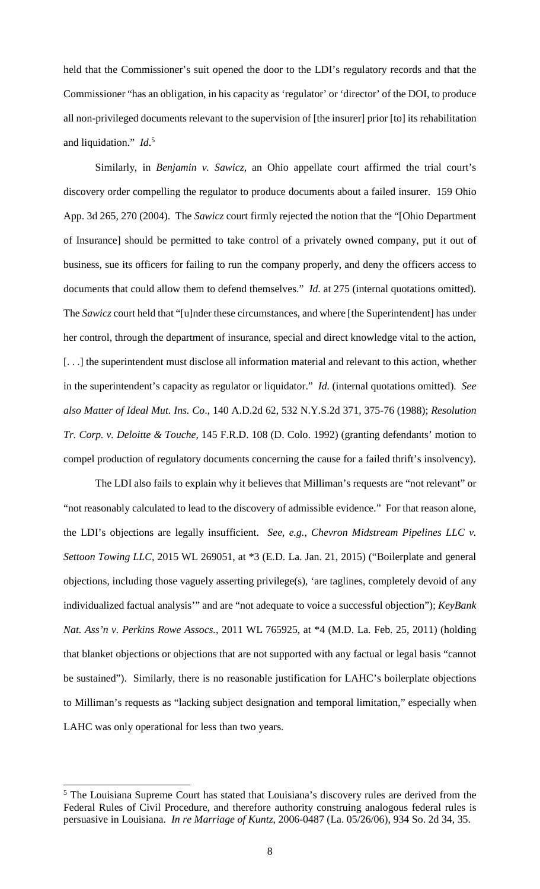held that the Commissioner's suit opened the door to the LDI's regulatory records and that the Commissioner "has an obligation, in his capacity as 'regulator' or 'director' of the DOI, to produce all non-privileged documents relevant to the supervision of [the insurer] prior [to] its rehabilitation and liquidation." *Id*.[5]

Similarly, in *Benjamin v. Sawicz*, an Ohio appellate court affirmed the trial court's discovery order compelling the regulator to produce documents about a failed insurer. 159 Ohio App. 3d 265, 270 (2004). The *Sawicz* court firmly rejected the notion that the "[Ohio Department of Insurance] should be permitted to take control of a privately owned company, put it out of business, sue its officers for failing to run the company properly, and deny the officers access to documents that could allow them to defend themselves." *Id.* at 275 (internal quotations omitted). The *Sawicz* court held that "[u]nder these circumstances, and where [the Superintendent] has under her control, through the department of insurance, special and direct knowledge vital to the action, [. . .] the superintendent must disclose all information material and relevant to this action, whether in the superintendent's capacity as regulator or liquidator." *Id.* (internal quotations omitted). *See also Matter of Ideal Mut. Ins. Co*., 140 A.D.2d 62, 532 N.Y.S.2d 371, 375-76 (1988); *Resolution Tr. Corp. v. Deloitte & Touche*, 145 F.R.D. 108 (D. Colo. 1992) (granting defendants' motion to compel production of regulatory documents concerning the cause for a failed thrift's insolvency).

The LDI also fails to explain why it believes that Milliman's requests are "not relevant" or "not reasonably calculated to lead to the discovery of admissible evidence." For that reason alone, the LDI's objections are legally insufficient. *See, e.g., Chevron Midstream Pipelines LLC v. Settoon Towing LLC*, 2015 WL 269051, at *3 (E.D. La. Jan. 21, 2015) ("Boilerplate and general objections, including those vaguely asserting privilege(s), 'are taglines, completely devoid of any individualized factual analysis'" and are "not adequate to voice a successful objection"); *KeyBank Nat. Ass'n v. Perkins Rowe Assocs.*, 2011 WL 765925, at *4 (M.D. La. Feb. 25, 2011) (holding that blanket objections or objections that are not supported with any factual or legal basis "cannot be sustained"). Similarly, there is no reasonable justification for LAHC's boilerplate objections to Milliman's requests as "lacking subject designation and temporal limitation," especially when LAHC was only operational for less than two years.

---

[5] The Louisiana Supreme Court has stated that Louisiana's discovery rules are derived from the Federal Rules of Civil Procedure, and therefore authority construing analogous federal rules is persuasive in Louisiana. *In re Marriage of Kuntz*, 2006-0487 (La. 05/26/06), 934 So. 2d 34, 35.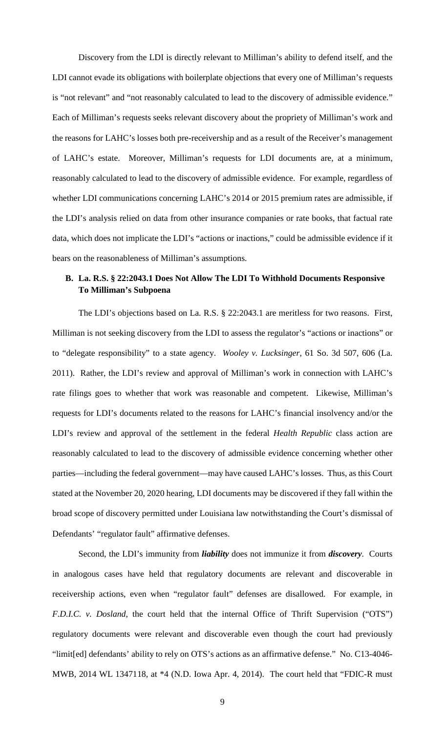Discovery from the LDI is directly relevant to Milliman's ability to defend itself, and the LDI cannot evade its obligations with boilerplate objections that every one of Milliman's requests is "not relevant" and "not reasonably calculated to lead to the discovery of admissible evidence." Each of Milliman's requests seeks relevant discovery about the propriety of Milliman's work and the reasons for LAHC's losses both pre-receivership and as a result of the Receiver's management of LAHC's estate. Moreover, Milliman's requests for LDI documents are, at a minimum, reasonably calculated to lead to the discovery of admissible evidence. For example, regardless of whether LDI communications concerning LAHC's 2014 or 2015 premium rates are admissible, if the LDI's analysis relied on data from other insurance companies or rate books, that factual rate data, which does not implicate the LDI's "actions or inactions," could be admissible evidence if it bears on the reasonableness of Milliman's assumptions.

### B. La. R.S. § 22:2043.1 Does Not Allow The LDI To Withhold Documents Responsive To Milliman's Subpoena

The LDI's objections based on La. R.S. § 22:2043.1 are meritless for two reasons. First, Milliman is not seeking discovery from the LDI to assess the regulator's "actions or inactions" or to "delegate responsibility" to a state agency. *Wooley v. Lucksinger*, 61 So. 3d 507, 606 (La. 2011). Rather, the LDI's review and approval of Milliman's work in connection with LAHC's rate filings goes to whether that work was reasonable and competent. Likewise, Milliman's requests for LDI's documents related to the reasons for LAHC's financial insolvency and/or the LDI's review and approval of the settlement in the federal *Health Republic* class action are reasonably calculated to lead to the discovery of admissible evidence concerning whether other parties—including the federal government—may have caused LAHC's losses. Thus, as this Court stated at the November 20, 2020 hearing, LDI documents may be discovered if they fall within the broad scope of discovery permitted under Louisiana law notwithstanding the Court's dismissal of Defendants' "regulator fault" affirmative defenses.

Second, the LDI's immunity from ***liability*** does not immunize it from ***discovery***. Courts in analogous cases have held that regulatory documents are relevant and discoverable in receivership actions, even when "regulator fault" defenses are disallowed. For example, in *F.D.I.C. v. Dosland*, the court held that the internal Office of Thrift Supervision ("OTS") regulatory documents were relevant and discoverable even though the court had previously "limit[ed] defendants' ability to rely on OTS's actions as an affirmative defense." No. C13-4046-MWB, 2014 WL 1347118, at *4 (N.D. Iowa Apr. 4, 2014). The court held that "FDIC-R must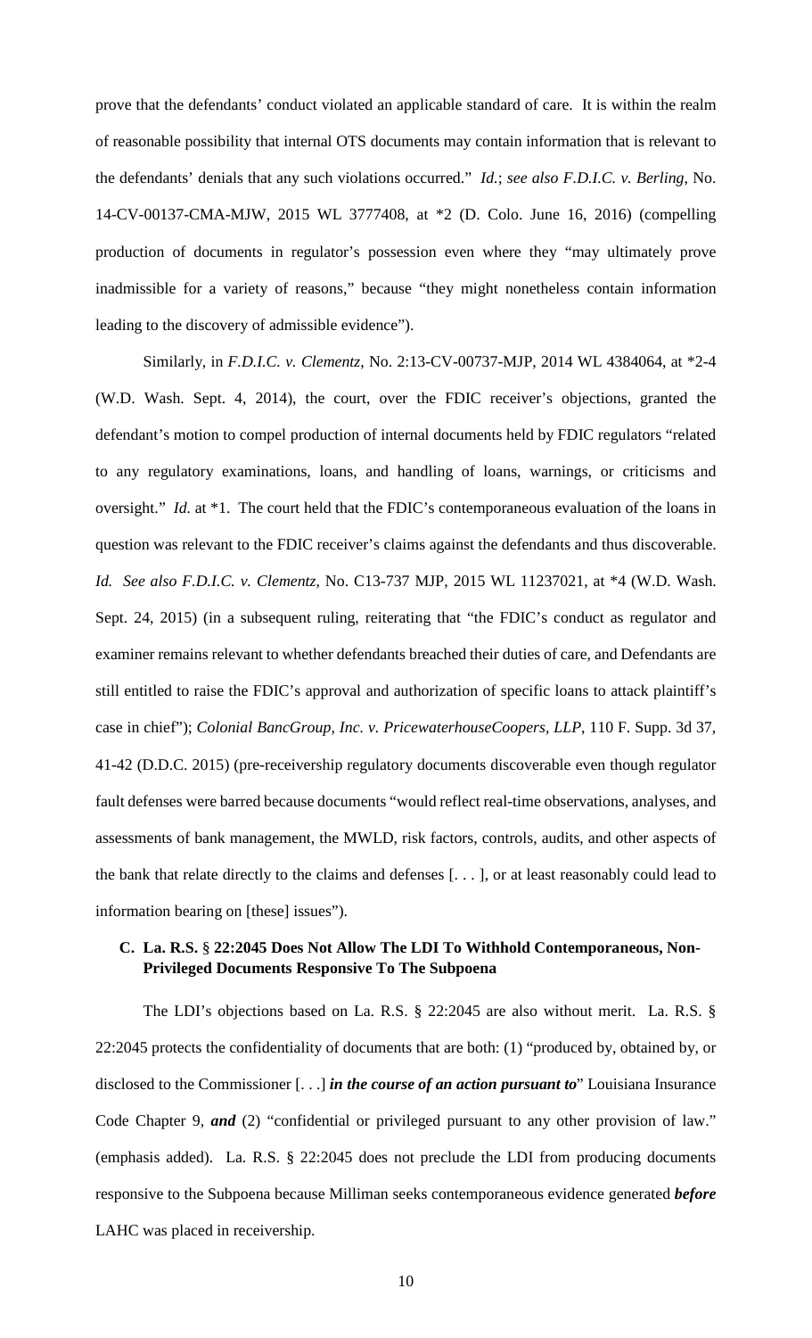prove that the defendants' conduct violated an applicable standard of care. It is within the realm of reasonable possibility that internal OTS documents may contain information that is relevant to the defendants' denials that any such violations occurred." *Id.*; *see also F.D.I.C. v. Berling*, No. 14-CV-00137-CMA-MJW, 2015 WL 3777408, at *2 (D. Colo. June 16, 2016) (compelling production of documents in regulator's possession even where they "may ultimately prove inadmissible for a variety of reasons," because "they might nonetheless contain information leading to the discovery of admissible evidence").

Similarly, in *F.D.I.C. v. Clementz*, No. 2:13-CV-00737-MJP, 2014 WL 4384064, at *2-4 (W.D. Wash. Sept. 4, 2014), the court, over the FDIC receiver's objections, granted the defendant's motion to compel production of internal documents held by FDIC regulators "related to any regulatory examinations, loans, and handling of loans, warnings, or criticisms and oversight." *Id.* at *1. The court held that the FDIC's contemporaneous evaluation of the loans in question was relevant to the FDIC receiver's claims against the defendants and thus discoverable. *Id. See also F.D.I.C. v. Clementz*, No. C13-737 MJP, 2015 WL 11237021, at *4 (W.D. Wash. Sept. 24, 2015) (in a subsequent ruling, reiterating that "the FDIC's conduct as regulator and examiner remains relevant to whether defendants breached their duties of care, and Defendants are still entitled to raise the FDIC's approval and authorization of specific loans to attack plaintiff's case in chief"); *Colonial BancGroup, Inc. v. PricewaterhouseCoopers, LLP*, 110 F. Supp. 3d 37, 41-42 (D.D.C. 2015) (pre-receivership regulatory documents discoverable even though regulator fault defenses were barred because documents "would reflect real-time observations, analyses, and assessments of bank management, the MWLD, risk factors, controls, audits, and other aspects of the bank that relate directly to the claims and defenses [. . . ], or at least reasonably could lead to information bearing on [these] issues").

### C. La. R.S. § 22:2045 Does Not Allow The LDI To Withhold Contemporaneous, Non-Privileged Documents Responsive To The Subpoena

The LDI's objections based on La. R.S. § 22:2045 are also without merit. La. R.S. § 22:2045 protects the confidentiality of documents that are both: (1) "produced by, obtained by, or disclosed to the Commissioner [. . .] ***in the course of an action pursuant to***" Louisiana Insurance Code Chapter 9, ***and*** (2) "confidential or privileged pursuant to any other provision of law." (emphasis added). La. R.S. § 22:2045 does not preclude the LDI from producing documents responsive to the Subpoena because Milliman seeks contemporaneous evidence generated ***before*** LAHC was placed in receivership.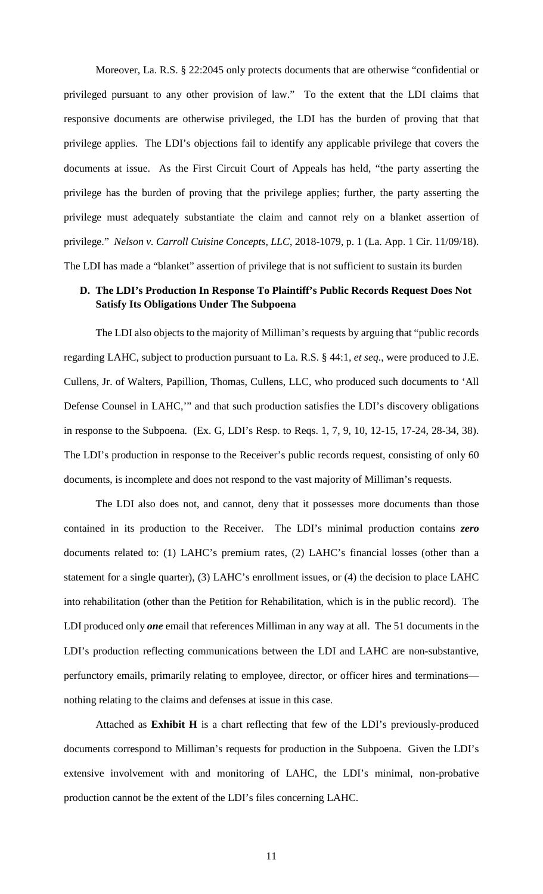Moreover, La. R.S. § 22:2045 only protects documents that are otherwise "confidential or privileged pursuant to any other provision of law." To the extent that the LDI claims that responsive documents are otherwise privileged, the LDI has the burden of proving that that privilege applies. The LDI's objections fail to identify any applicable privilege that covers the documents at issue. As the First Circuit Court of Appeals has held, "the party asserting the privilege has the burden of proving that the privilege applies; further, the party asserting the privilege must adequately substantiate the claim and cannot rely on a blanket assertion of privilege." *Nelson v. Carroll Cuisine Concepts, LLC*, 2018-1079, p. 1 (La. App. 1 Cir. 11/09/18). The LDI has made a "blanket" assertion of privilege that is not sufficient to sustain its burden

### D. The LDI's Production In Response To Plaintiff's Public Records Request Does Not Satisfy Its Obligations Under The Subpoena

The LDI also objects to the majority of Milliman's requests by arguing that "public records regarding LAHC, subject to production pursuant to La. R.S. § 44:1, *et seq*., were produced to J.E. Cullens, Jr. of Walters, Papillion, Thomas, Cullens, LLC, who produced such documents to 'All Defense Counsel in LAHC,'" and that such production satisfies the LDI's discovery obligations in response to the Subpoena. (Ex. G, LDI's Resp. to Reqs. 1, 7, 9, 10, 12-15, 17-24, 28-34, 38). The LDI's production in response to the Receiver's public records request, consisting of only 60 documents, is incomplete and does not respond to the vast majority of Milliman's requests.

The LDI also does not, and cannot, deny that it possesses more documents than those contained in its production to the Receiver. The LDI's minimal production contains ***zero*** documents related to: (1) LAHC's premium rates, (2) LAHC's financial losses (other than a statement for a single quarter), (3) LAHC's enrollment issues, or (4) the decision to place LAHC into rehabilitation (other than the Petition for Rehabilitation, which is in the public record). The LDI produced only ***one*** email that references Milliman in any way at all. The 51 documents in the LDI's production reflecting communications between the LDI and LAHC are non-substantive, perfunctory emails, primarily relating to employee, director, or officer hires and terminations—nothing relating to the claims and defenses at issue in this case.

Attached as **Exhibit H** is a chart reflecting that few of the LDI's previously-produced documents correspond to Milliman's requests for production in the Subpoena. Given the LDI's extensive involvement with and monitoring of LAHC, the LDI's minimal, non-probative production cannot be the extent of the LDI's files concerning LAHC.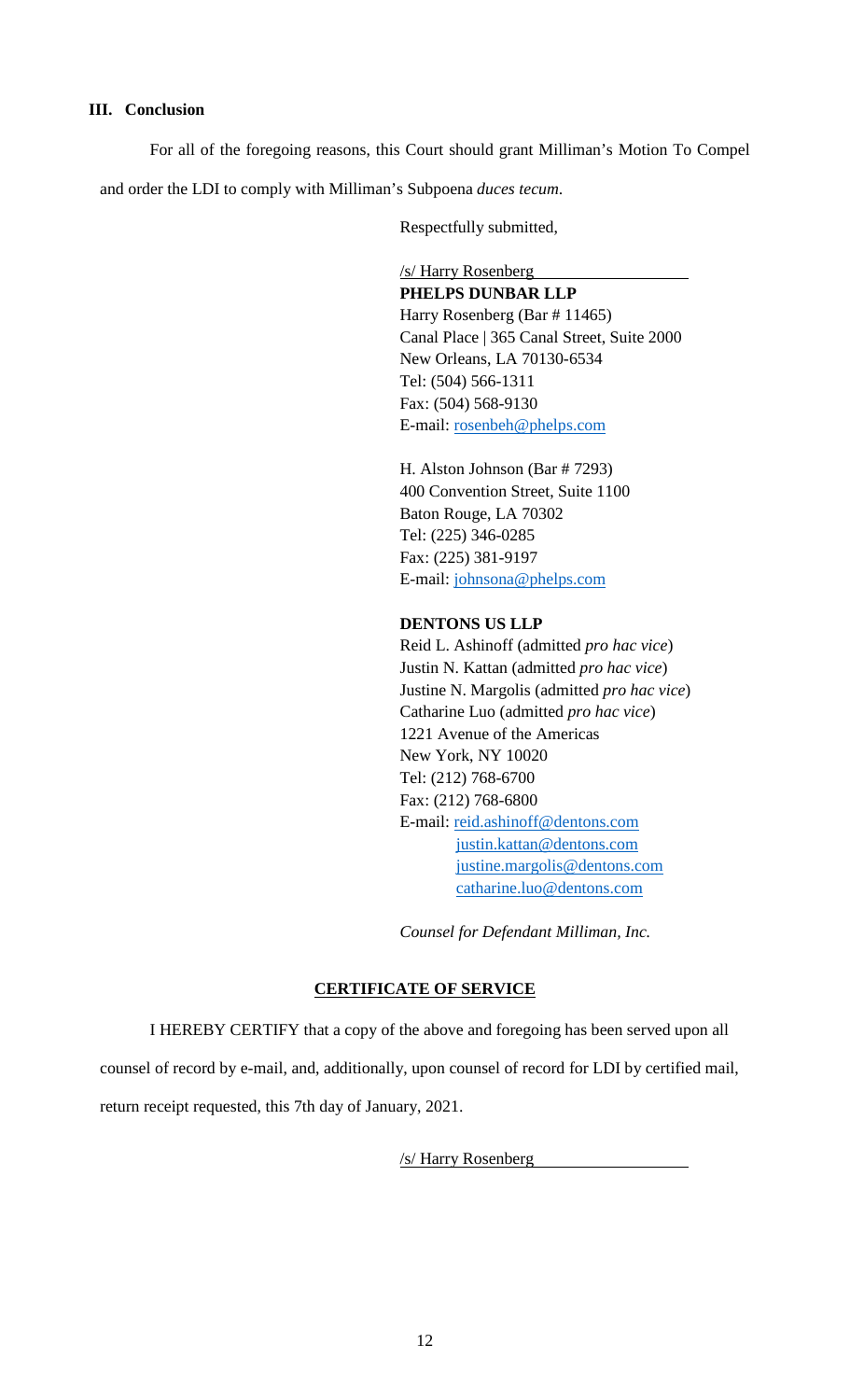### III. Conclusion

For all of the foregoing reasons, this Court should grant Milliman's Motion To Compel and order the LDI to comply with Milliman's Subpoena *duces tecum*.

Respectfully submitted,

/s/ Harry Rosenberg
**PHELPS DUNBAR LLP**
Harry Rosenberg (Bar # 11465)
Canal Place | 365 Canal Street, Suite 2000
New Orleans, LA 70130-6534
Tel: (504) 566-1311
Fax: (504) 568-9130
E-mail: rosenbeh@phelps.com

H. Alston Johnson (Bar # 7293)
400 Convention Street, Suite 1100
Baton Rouge, LA 70302
Tel: (225) 346-0285
Fax: (225) 381-9197
E-mail: johnsona@phelps.com

**DENTONS US LLP**
Reid L. Ashinoff (admitted *pro hac vice*)
Justin N. Kattan (admitted *pro hac vice*)
Justine N. Margolis (admitted *pro hac vice*)
Catharine Luo (admitted *pro hac vice*)
1221 Avenue of the Americas
New York, NY 10020
Tel: (212) 768-6700
Fax: (212) 768-6800
E-mail: reid.ashinoff@dentons.com
justin.kattan@dentons.com
justine.margolis@dentons.com
catharine.luo@dentons.com

*Counsel for Defendant Milliman, Inc.*

**CERTIFICATE OF SERVICE**

I HEREBY CERTIFY that a copy of the above and foregoing has been served upon all counsel of record by e-mail, and, additionally, upon counsel of record for LDI by certified mail, return receipt requested, this 7th day of January, 2021.

/s/ Harry Rosenberg